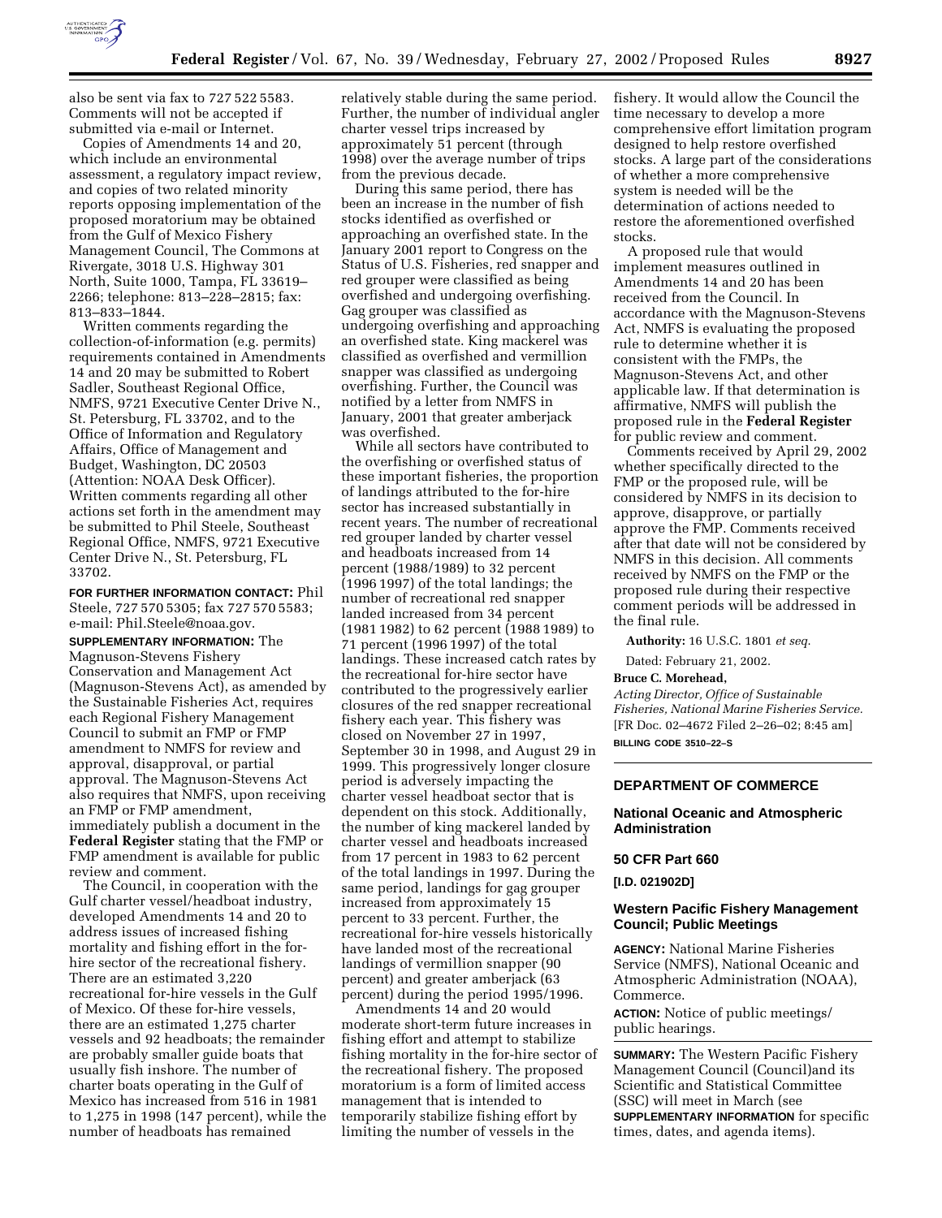also be sent via fax to 727 522 5583. Comments will not be accepted if submitted via e-mail or Internet.

Copies of Amendments 14 and 20, which include an environmental assessment, a regulatory impact review, and copies of two related minority reports opposing implementation of the proposed moratorium may be obtained from the Gulf of Mexico Fishery Management Council, The Commons at Rivergate, 3018 U.S. Highway 301 North, Suite 1000, Tampa, FL 33619–2266; telephone: 813–228–2815; fax: 813–833–1844.

Written comments regarding the collection-of-information (e.g. permits) requirements contained in Amendments 14 and 20 may be submitted to Robert Sadler, Southeast Regional Office, NMFS, 9721 Executive Center Drive N., St. Petersburg, FL 33702, and to the Office of Information and Regulatory Affairs, Office of Management and Budget, Washington, DC 20503 (Attention: NOAA Desk Officer). Written comments regarding all other actions set forth in the amendment may be submitted to Phil Steele, Southeast Regional Office, NMFS, 9721 Executive Center Drive N., St. Petersburg, FL 33702.

**FOR FURTHER INFORMATION CONTACT:** Phil Steele, 727 570 5305; fax 727 570 5583; e-mail: Phil.Steele@noaa.gov.

**SUPPLEMENTARY INFORMATION:** The Magnuson-Stevens Fishery Conservation and Management Act (Magnuson-Stevens Act), as amended by the Sustainable Fisheries Act, requires each Regional Fishery Management Council to submit an FMP or FMP amendment to NMFS for review and approval, disapproval, or partial approval. The Magnuson-Stevens Act also requires that NMFS, upon receiving an FMP or FMP amendment, immediately publish a document in the **Federal Register** stating that the FMP or FMP amendment is available for public review and comment.

The Council, in cooperation with the Gulf charter vessel/headboat industry, developed Amendments 14 and 20 to address issues of increased fishing mortality and fishing effort in the for-hire sector of the recreational fishery. There are an estimated 3,220 recreational for-hire vessels in the Gulf of Mexico. Of these for-hire vessels, there are an estimated 1,275 charter vessels and 92 headboats; the remainder are probably smaller guide boats that usually fish inshore. The number of charter boats operating in the Gulf of Mexico has increased from 516 in 1981 to 1,275 in 1998 (147 percent), while the number of headboats has remained relatively stable during the same period. Further, the number of individual angler charter vessel trips increased by approximately 51 percent (through 1998) over the average number of trips from the previous decade.

During this same period, there has been an increase in the number of fish stocks identified as overfished or approaching an overfished state. In the January 2001 report to Congress on the Status of U.S. Fisheries, red snapper and red grouper were classified as being overfished and undergoing overfishing. Gag grouper was classified as undergoing overfishing and approaching an overfished state. King mackerel was classified as overfished and vermillion snapper was classified as undergoing overfishing. Further, the Council was notified by a letter from NMFS in January, 2001 that greater amberjack was overfished.

While all sectors have contributed to the overfishing or overfished status of these important fisheries, the proportion of landings attributed to the for-hire sector has increased substantially in recent years. The number of recreational red grouper landed by charter vessel and headboats increased from 14 percent (1988/1989) to 32 percent (1996 1997) of the total landings; the number of recreational red snapper landed increased from 34 percent (1981 1982) to 62 percent (1988 1989) to 71 percent (1996 1997) of the total landings. These increased catch rates by the recreational for-hire sector have contributed to the progressively earlier closures of the red snapper recreational fishery each year. This fishery was closed on November 27 in 1997, September 30 in 1998, and August 29 in 1999. This progressively longer closure period is adversely impacting the charter vessel headboat sector that is dependent on this stock. Additionally, the number of king mackerel landed by charter vessel and headboats increased from 17 percent in 1983 to 62 percent of the total landings in 1997. During the same period, landings for gag grouper increased from approximately 15 percent to 33 percent. Further, the recreational for-hire vessels historically have landed most of the recreational landings of vermillion snapper (90 percent) and greater amberjack (63 percent) during the period 1995/1996.

Amendments 14 and 20 would moderate short-term future increases in fishing effort and attempt to stabilize fishing mortality in the for-hire sector of the recreational fishery. The proposed moratorium is a form of limited access management that is intended to temporarily stabilize fishing effort by limiting the number of vessels in the fishery. It would allow the Council the time necessary to develop a more comprehensive effort limitation program designed to help restore overfished stocks. A large part of the considerations of whether a more comprehensive system is needed will be the determination of actions needed to restore the aforementioned overfished stocks.

A proposed rule that would implement measures outlined in Amendments 14 and 20 has been received from the Council. In accordance with the Magnuson-Stevens Act, NMFS is evaluating the proposed rule to determine whether it is consistent with the FMPs, the Magnuson-Stevens Act, and other applicable law. If that determination is affirmative, NMFS will publish the proposed rule in the **Federal Register** for public review and comment.

Comments received by April 29, 2002 whether specifically directed to the FMP or the proposed rule, will be considered by NMFS in its decision to approve, disapprove, or partially approve the FMP. Comments received after that date will not be considered by NMFS in this decision. All comments received by NMFS on the FMP or the proposed rule during their respective comment periods will be addressed in the final rule.

**Authority:** 16 U.S.C. 1801 *et seq.*

Dated: February 21, 2002.

**Bruce C. Morehead,**

*Acting Director, Office of Sustainable Fisheries, National Marine Fisheries Service.*

[FR Doc. 02–4672 Filed 2–26–02; 8:45 am]

**BILLING CODE 3510–22–S**

---

## DEPARTMENT OF COMMERCE

### National Oceanic and Atmospheric Administration

### 50 CFR Part 660

**[I.D. 021902D]**

### Western Pacific Fishery Management Council; Public Meetings

**AGENCY:** National Marine Fisheries Service (NMFS), National Oceanic and Atmospheric Administration (NOAA), Commerce.

**ACTION:** Notice of public meetings/public hearings.

**SUMMARY:** The Western Pacific Fishery Management Council (Council)and its Scientific and Statistical Committee (SSC) will meet in March (see **SUPPLEMENTARY INFORMATION** for specific times, dates, and agenda items).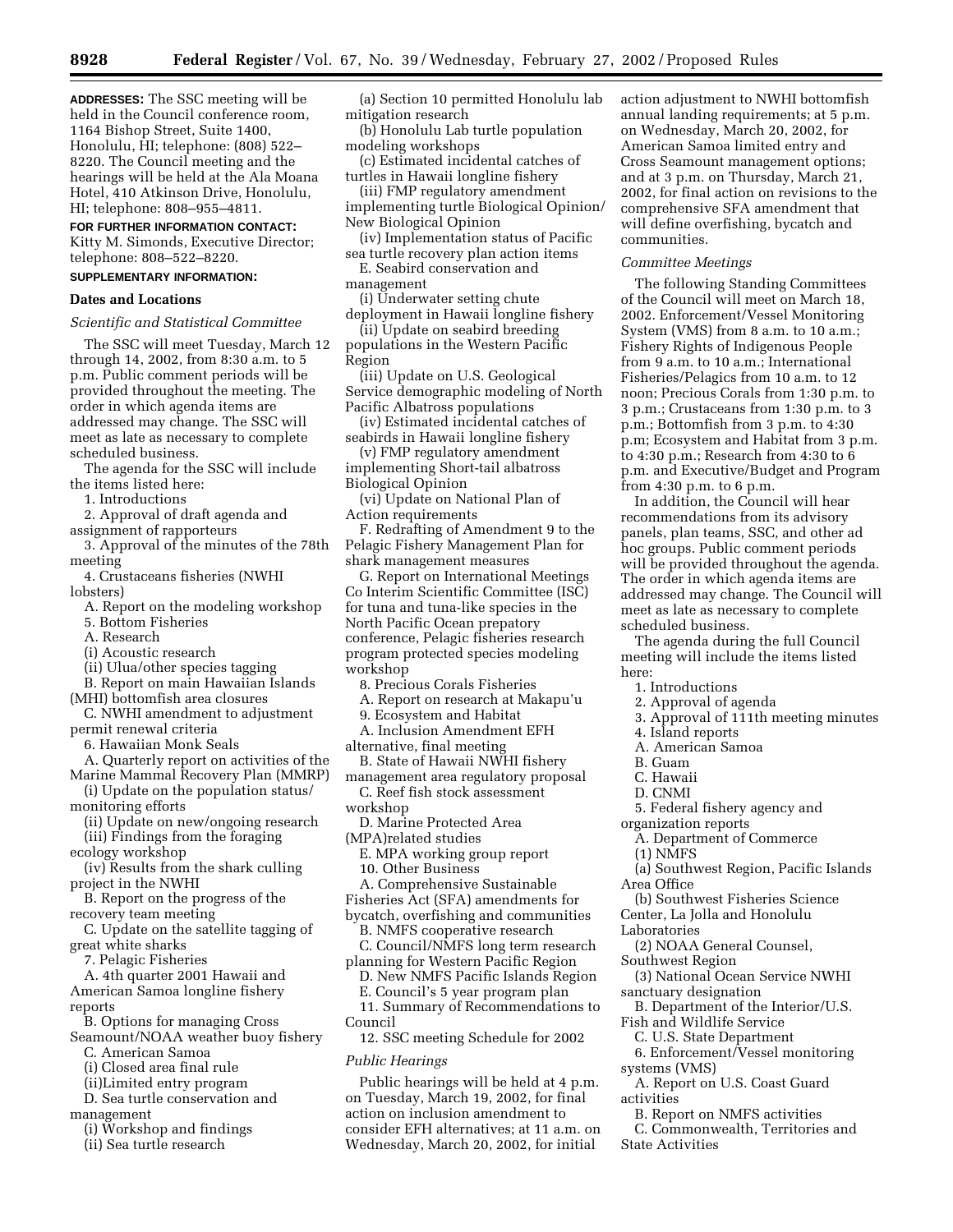**ADDRESSES:** The SSC meeting will be held in the Council conference room, 1164 Bishop Street, Suite 1400, Honolulu, HI; telephone: (808) 522–8220. The Council meeting and the hearings will be held at the Ala Moana Hotel, 410 Atkinson Drive, Honolulu, HI; telephone: 808–955–4811.

**FOR FURTHER INFORMATION CONTACT:** Kitty M. Simonds, Executive Director; telephone: 808–522–8220.

**SUPPLEMENTARY INFORMATION:**

## Dates and Locations

### *Scientific and Statistical Committee*

The SSC will meet Tuesday, March 12 through 14, 2002, from 8:30 a.m. to 5 p.m. Public comment periods will be provided throughout the meeting. The order in which agenda items are addressed may change. The SSC will meet as late as necessary to complete scheduled business.

The agenda for the SSC will include the items listed here:

1. Introductions
2. Approval of draft agenda and assignment of rapporteurs
3. Approval of the minutes of the 78th meeting
4. Crustaceans fisheries (NWHI lobsters)

A. Report on the modeling workshop

5. Bottom Fisheries

A. Research

(i) Acoustic research

(ii) Ulua/other species tagging

B. Report on main Hawaiian Islands (MHI) bottomfish area closures

C. NWHI amendment to adjustment permit renewal criteria

6. Hawaiian Monk Seals

A. Quarterly report on activities of the Marine Mammal Recovery Plan (MMRP)

(i) Update on the population status/monitoring efforts

(ii) Update on new/ongoing research

(iii) Findings from the foraging ecology workshop

(iv) Results from the shark culling project in the NWHI

B. Report on the progress of the recovery team meeting

C. Update on the satellite tagging of great white sharks

7. Pelagic Fisheries

A. 4th quarter 2001 Hawaii and American Samoa longline fishery reports

B. Options for managing Cross Seamount/NOAA weather buoy fishery

C. American Samoa

(i) Closed area final rule

(ii)Limited entry program

D. Sea turtle conservation and management

(i) Workshop and findings

(ii) Sea turtle research

(a) Section 10 permitted Honolulu lab mitigation research

(b) Honolulu Lab turtle population modeling workshops

(c) Estimated incidental catches of turtles in Hawaii longline fishery

(iii) FMP regulatory amendment implementing turtle Biological Opinion/New Biological Opinion

(iv) Implementation status of Pacific sea turtle recovery plan action items

E. Seabird conservation and management

(i) Underwater setting chute deployment in Hawaii longline fishery

(ii) Update on seabird breeding populations in the Western Pacific Region

(iii) Update on U.S. Geological Service demographic modeling of North Pacific Albatross populations

(iv) Estimated incidental catches of seabirds in Hawaii longline fishery

(v) FMP regulatory amendment implementing Short-tail albatross Biological Opinion

(vi) Update on National Plan of Action requirements

F. Redrafting of Amendment 9 to the Pelagic Fishery Management Plan for shark management measures

G. Report on International Meetings Co Interim Scientific Committee (ISC) for tuna and tuna-like species in the North Pacific Ocean prepatory conference, Pelagic fisheries research program protected species modeling workshop

8. Precious Corals Fisheries

A. Report on research at Makapu'u

9. Ecosystem and Habitat

A. Inclusion Amendment EFH alternative, final meeting

B. State of Hawaii NWHI fishery management area regulatory proposal

C. Reef fish stock assessment workshop

D. Marine Protected Area (MPA)related studies

E. MPA working group report

10. Other Business

A. Comprehensive Sustainable Fisheries Act (SFA) amendments for bycatch, overfishing and communities

B. NMFS cooperative research

C. Council/NMFS long term research planning for Western Pacific Region

D. New NMFS Pacific Islands Region

E. Council's 5 year program plan

11. Summary of Recommendations to Council

12. SSC meeting Schedule for 2002

### *Public Hearings*

Public hearings will be held at 4 p.m. on Tuesday, March 19, 2002, for final action on inclusion amendment to consider EFH alternatives; at 11 a.m. on Wednesday, March 20, 2002, for initial action adjustment to NWHI bottomfish annual landing requirements; at 5 p.m. on Wednesday, March 20, 2002, for American Samoa limited entry and Cross Seamount management options; and at 3 p.m. on Thursday, March 21, 2002, for final action on revisions to the comprehensive SFA amendment that will define overfishing, bycatch and communities.

### *Committee Meetings*

The following Standing Committees of the Council will meet on March 18, 2002. Enforcement/Vessel Monitoring System (VMS) from 8 a.m. to 10 a.m.; Fishery Rights of Indigenous People from 9 a.m. to 10 a.m.; International Fisheries/Pelagics from 10 a.m. to 12 noon; Precious Corals from 1:30 p.m. to 3 p.m.; Crustaceans from 1:30 p.m. to 3 p.m.; Bottomfish from 3 p.m. to 4:30 p.m; Ecosystem and Habitat from 3 p.m. to 4:30 p.m.; Research from 4:30 to 6 p.m. and Executive/Budget and Program from 4:30 p.m. to 6 p.m.

In addition, the Council will hear recommendations from its advisory panels, plan teams, SSC, and other ad hoc groups. Public comment periods will be provided throughout the agenda. The order in which agenda items are addressed may change. The Council will meet as late as necessary to complete scheduled business.

The agenda during the full Council meeting will include the items listed here:

1. Introductions
2. Approval of agenda
3. Approval of 111th meeting minutes
4. Island reports

A. American Samoa

B. Guam

C. Hawaii

D. CNMI

5. Federal fishery agency and organization reports

A. Department of Commerce

(1) NMFS

(a) Southwest Region, Pacific Islands Area Office

(b) Southwest Fisheries Science Center, La Jolla and Honolulu Laboratories

(2) NOAA General Counsel, Southwest Region

(3) National Ocean Service NWHI sanctuary designation

B. Department of the Interior/U.S. Fish and Wildlife Service

C. U.S. State Department

6. Enforcement/Vessel monitoring systems (VMS)

A. Report on U.S. Coast Guard activities

B. Report on NMFS activities

C. Commonwealth, Territories and State Activities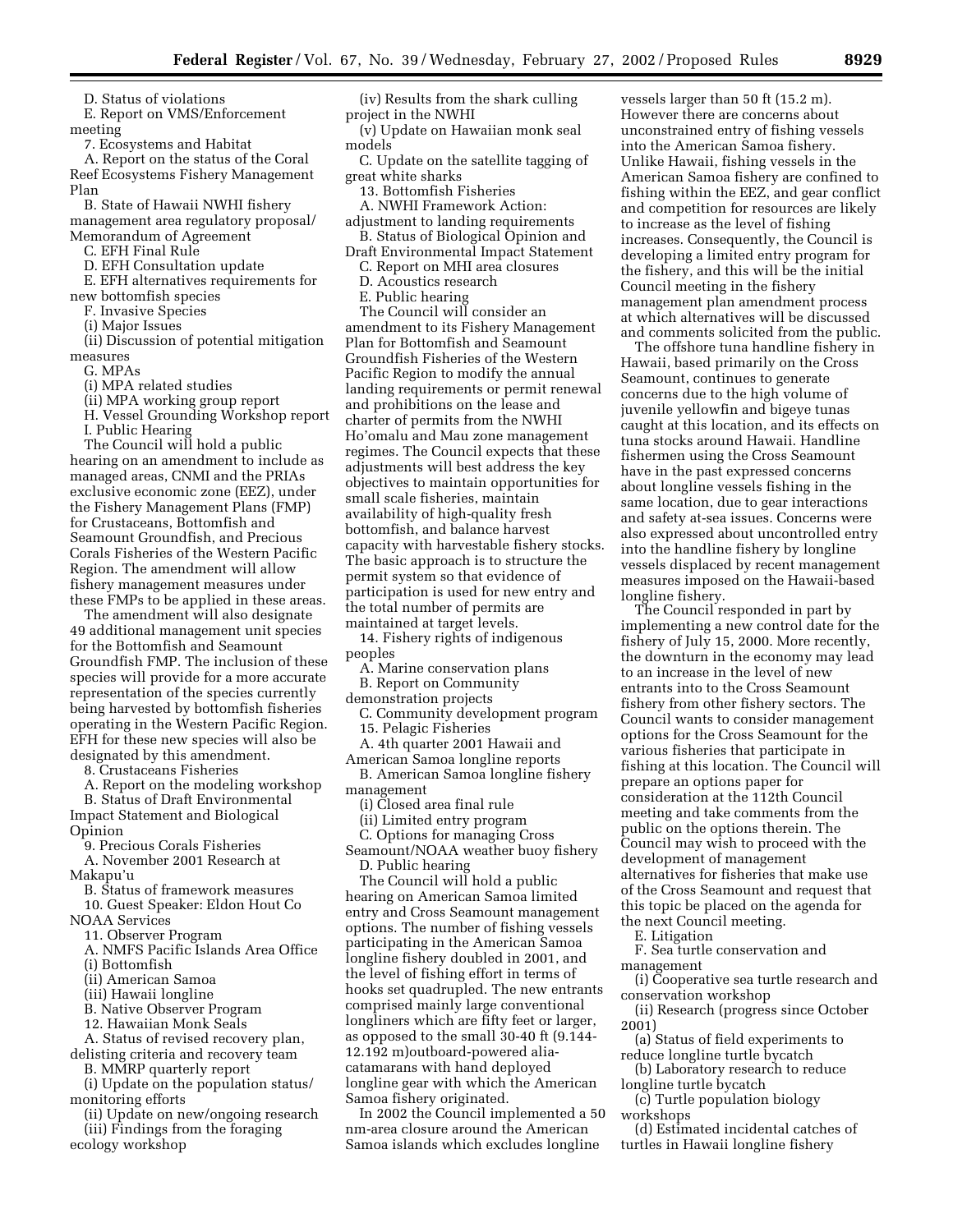D. Status of violations

E. Report on VMS/Enforcement meeting

7. Ecosystems and Habitat

A. Report on the status of the Coral Reef Ecosystems Fishery Management Plan

B. State of Hawaii NWHI fishery management area regulatory proposal/ Memorandum of Agreement

C. EFH Final Rule

D. EFH Consultation update

E. EFH alternatives requirements for new bottomfish species

F. Invasive Species

(i) Major Issues

(ii) Discussion of potential mitigation measures

G. MPAs

(i) MPA related studies

(ii) MPA working group report

H. Vessel Grounding Workshop report

I. Public Hearing

The Council will hold a public hearing on an amendment to include as managed areas, CNMI and the PRIAs exclusive economic zone (EEZ), under the Fishery Management Plans (FMP) for Crustaceans, Bottomfish and Seamount Groundfish, and Precious Corals Fisheries of the Western Pacific Region. The amendment will allow fishery management measures under these FMPs to be applied in these areas.

The amendment will also designate 49 additional management unit species for the Bottomfish and Seamount Groundfish FMP. The inclusion of these species will provide for a more accurate representation of the species currently being harvested by bottomfish fisheries operating in the Western Pacific Region. EFH for these new species will also be designated by this amendment.

8. Crustaceans Fisheries

A. Report on the modeling workshop

B. Status of Draft Environmental Impact Statement and Biological Opinion

9. Precious Corals Fisheries

A. November 2001 Research at Makapu'u

B. Status of framework measures

10. Guest Speaker: Eldon Hout Co NOAA Services

11. Observer Program

A. NMFS Pacific Islands Area Office

(i) Bottomfish

(ii) American Samoa

(iii) Hawaii longline

B. Native Observer Program

12. Hawaiian Monk Seals

A. Status of revised recovery plan, delisting criteria and recovery team

B. MMRP quarterly report

(i) Update on the population status/ monitoring efforts

(ii) Update on new/ongoing research

(iii) Findings from the foraging ecology workshop

(iv) Results from the shark culling project in the NWHI

(v) Update on Hawaiian monk seal models

C. Update on the satellite tagging of great white sharks

13. Bottomfish Fisheries

A. NWHI Framework Action: adjustment to landing requirements

B. Status of Biological Opinion and Draft Environmental Impact Statement

C. Report on MHI area closures

D. Acoustics research

E. Public hearing

The Council will consider an amendment to its Fishery Management Plan for Bottomfish and Seamount Groundfish Fisheries of the Western Pacific Region to modify the annual landing requirements or permit renewal and prohibitions on the lease and charter of permits from the NWHI Ho'omalu and Mau zone management regimes. The Council expects that these adjustments will best address the key objectives to maintain opportunities for small scale fisheries, maintain availability of high-quality fresh bottomfish, and balance harvest capacity with harvestable fishery stocks. The basic approach is to structure the permit system so that evidence of participation is used for new entry and the total number of permits are maintained at target levels.

14. Fishery rights of indigenous peoples

A. Marine conservation plans

B. Report on Community demonstration projects

C. Community development program

15. Pelagic Fisheries

A. 4th quarter 2001 Hawaii and American Samoa longline reports

B. American Samoa longline fishery management

(i) Closed area final rule

(ii) Limited entry program

C. Options for managing Cross Seamount/NOAA weather buoy fishery

D. Public hearing

The Council will hold a public hearing on American Samoa limited entry and Cross Seamount management options. The number of fishing vessels participating in the American Samoa longline fishery doubled in 2001, and the level of fishing effort in terms of hooks set quadrupled. The new entrants comprised mainly large conventional longliners which are fifty feet or larger, as opposed to the small 30-40 ft (9.144-12.192 m)outboard-powered alia-catamarans with hand deployed longline gear with which the American Samoa fishery originated.

In 2002 the Council implemented a 50 nm-area closure around the American Samoa islands which excludes longline vessels larger than 50 ft (15.2 m). However there are concerns about unconstrained entry of fishing vessels into the American Samoa fishery. Unlike Hawaii, fishing vessels in the American Samoa fishery are confined to fishing within the EEZ, and gear conflict and competition for resources are likely to increase as the level of fishing increases. Consequently, the Council is developing a limited entry program for the fishery, and this will be the initial Council meeting in the fishery management plan amendment process at which alternatives will be discussed and comments solicited from the public.

The offshore tuna handline fishery in Hawaii, based primarily on the Cross Seamount, continues to generate concerns due to the high volume of juvenile yellowfin and bigeye tunas caught at this location, and its effects on tuna stocks around Hawaii. Handline fishermen using the Cross Seamount have in the past expressed concerns about longline vessels fishing in the same location, due to gear interactions and safety at-sea issues. Concerns were also expressed about uncontrolled entry into the handline fishery by longline vessels displaced by recent management measures imposed on the Hawaii-based longline fishery.

The Council responded in part by implementing a new control date for the fishery of July 15, 2000. More recently, the downturn in the economy may lead to an increase in the level of new entrants into to the Cross Seamount fishery from other fishery sectors. The Council wants to consider management options for the Cross Seamount for the various fisheries that participate in fishing at this location. The Council will prepare an options paper for consideration at the 112th Council meeting and take comments from the public on the options therein. The Council may wish to proceed with the development of management alternatives for fisheries that make use of the Cross Seamount and request that this topic be placed on the agenda for the next Council meeting.

E. Litigation

F. Sea turtle conservation and management

(i) Cooperative sea turtle research and conservation workshop

(ii) Research (progress since October 2001)

(a) Status of field experiments to reduce longline turtle bycatch

(b) Laboratory research to reduce longline turtle bycatch

(c) Turtle population biology workshops

(d) Estimated incidental catches of turtles in Hawaii longline fishery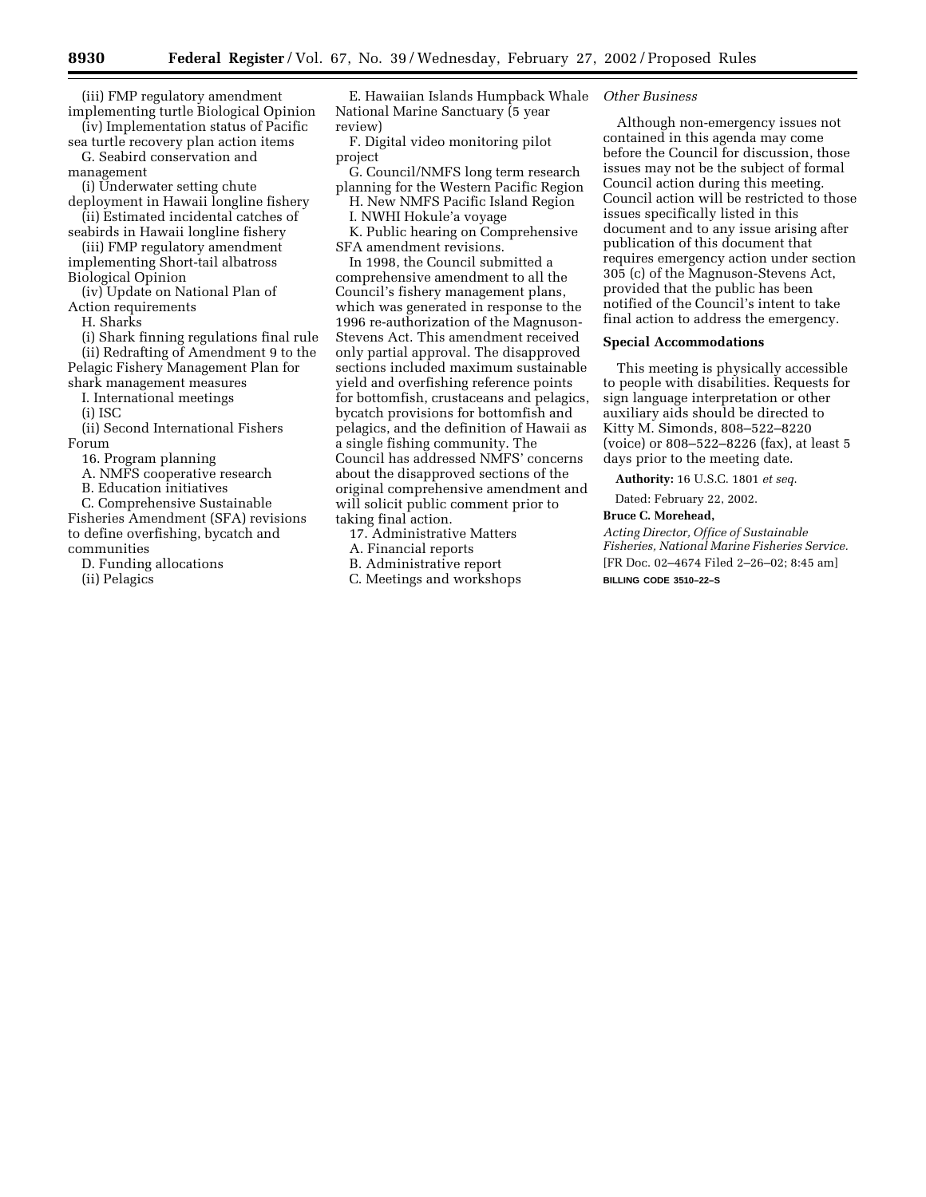(iii) FMP regulatory amendment implementing turtle Biological Opinion

(iv) Implementation status of Pacific sea turtle recovery plan action items

G. Seabird conservation and management

(i) Underwater setting chute deployment in Hawaii longline fishery

(ii) Estimated incidental catches of seabirds in Hawaii longline fishery

(iii) FMP regulatory amendment implementing Short-tail albatross Biological Opinion

(iv) Update on National Plan of Action requirements

H. Sharks

(i) Shark finning regulations final rule

(ii) Redrafting of Amendment 9 to the Pelagic Fishery Management Plan for shark management measures

I. International meetings

(i) ISC

(ii) Second International Fishers Forum

16. Program planning

A. NMFS cooperative research

B. Education initiatives

C. Comprehensive Sustainable Fisheries Amendment (SFA) revisions to define overfishing, bycatch and communities

D. Funding allocations

(ii) Pelagics

E. Hawaiian Islands Humpback Whale National Marine Sanctuary (5 year review)

F. Digital video monitoring pilot project

G. Council/NMFS long term research planning for the Western Pacific Region

H. New NMFS Pacific Island Region

I. NWHI Hokule'a voyage

K. Public hearing on Comprehensive SFA amendment revisions.

In 1998, the Council submitted a comprehensive amendment to all the Council's fishery management plans, which was generated in response to the 1996 re-authorization of the Magnuson-Stevens Act. This amendment received only partial approval. The disapproved sections included maximum sustainable yield and overfishing reference points for bottomfish, crustaceans and pelagics, bycatch provisions for bottomfish and pelagics, and the definition of Hawaii as a single fishing community. The Council has addressed NMFS' concerns about the disapproved sections of the original comprehensive amendment and will solicit public comment prior to taking final action.

17. Administrative Matters

A. Financial reports

B. Administrative report

C. Meetings and workshops

*Other Business*

Although non-emergency issues not contained in this agenda may come before the Council for discussion, those issues may not be the subject of formal Council action during this meeting. Council action will be restricted to those issues specifically listed in this document and to any issue arising after publication of this document that requires emergency action under section 305 (c) of the Magnuson-Stevens Act, provided that the public has been notified of the Council's intent to take final action to address the emergency.

## Special Accommodations

This meeting is physically accessible to people with disabilities. Requests for sign language interpretation or other auxiliary aids should be directed to Kitty M. Simonds, 808–522–8220 (voice) or 808–522–8226 (fax), at least 5 days prior to the meeting date.

**Authority:** 16 U.S.C. 1801 *et seq.*

Dated: February 22, 2002.

**Bruce C. Morehead,**

*Acting Director, Office of Sustainable Fisheries, National Marine Fisheries Service.*

[FR Doc. 02–4674 Filed 2–26–02; 8:45 am]

BILLING CODE 3510–22–S